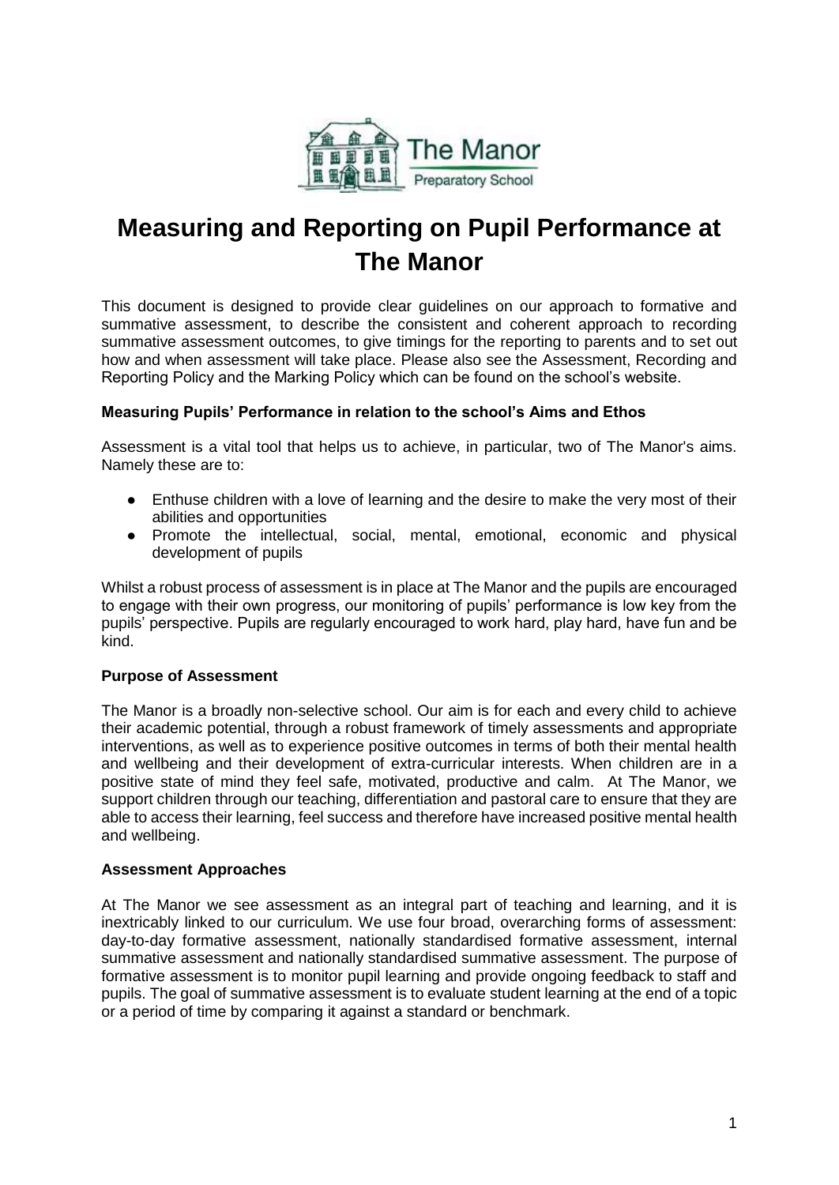# Measuring and Reporting on Pupil Performance at The Manor

This document is designed to provide clear guidelines on our approach to formative and summative assessment, to describe the consistent and coherent approach to recording summative assessment outcomes, to give timings for the reporting to parents and to set out how and when assessment will take place. Please also see the Assessment, Recording and Reporting Policy and the Marking Policy which can be found on the school's website.

**Measuring Pupils' Performance in relation to the school's Aims and Ethos**

Assessment is a vital tool that helps us to achieve, in particular, two of The Manor's aims. Namely these are to:

- Enthuse children with a love of learning and the desire to make the very most of their abilities and opportunities
- Promote the intellectual, social, mental, emotional, economic and physical development of pupils

Whilst a robust process of assessment is in place at The Manor and the pupils are encouraged to engage with their own progress, our monitoring of pupils' performance is low key from the pupils' perspective. Pupils are regularly encouraged to work hard, play hard, have fun and be kind.

**Purpose of Assessment**

The Manor is a broadly non-selective school. Our aim is for each and every child to achieve their academic potential, through a robust framework of timely assessments and appropriate interventions, as well as to experience positive outcomes in terms of both their mental health and wellbeing and their development of extra-curricular interests. When children are in a positive state of mind they feel safe, motivated, productive and calm. At The Manor, we support children through our teaching, differentiation and pastoral care to ensure that they are able to access their learning, feel success and therefore have increased positive mental health and wellbeing.

**Assessment Approaches**

At The Manor we see assessment as an integral part of teaching and learning, and it is inextricably linked to our curriculum. We use four broad, overarching forms of assessment: day-to-day formative assessment, nationally standardised formative assessment, internal summative assessment and nationally standardised summative assessment. The purpose of formative assessment is to monitor pupil learning and provide ongoing feedback to staff and pupils. The goal of summative assessment is to evaluate student learning at the end of a topic or a period of time by comparing it against a standard or benchmark.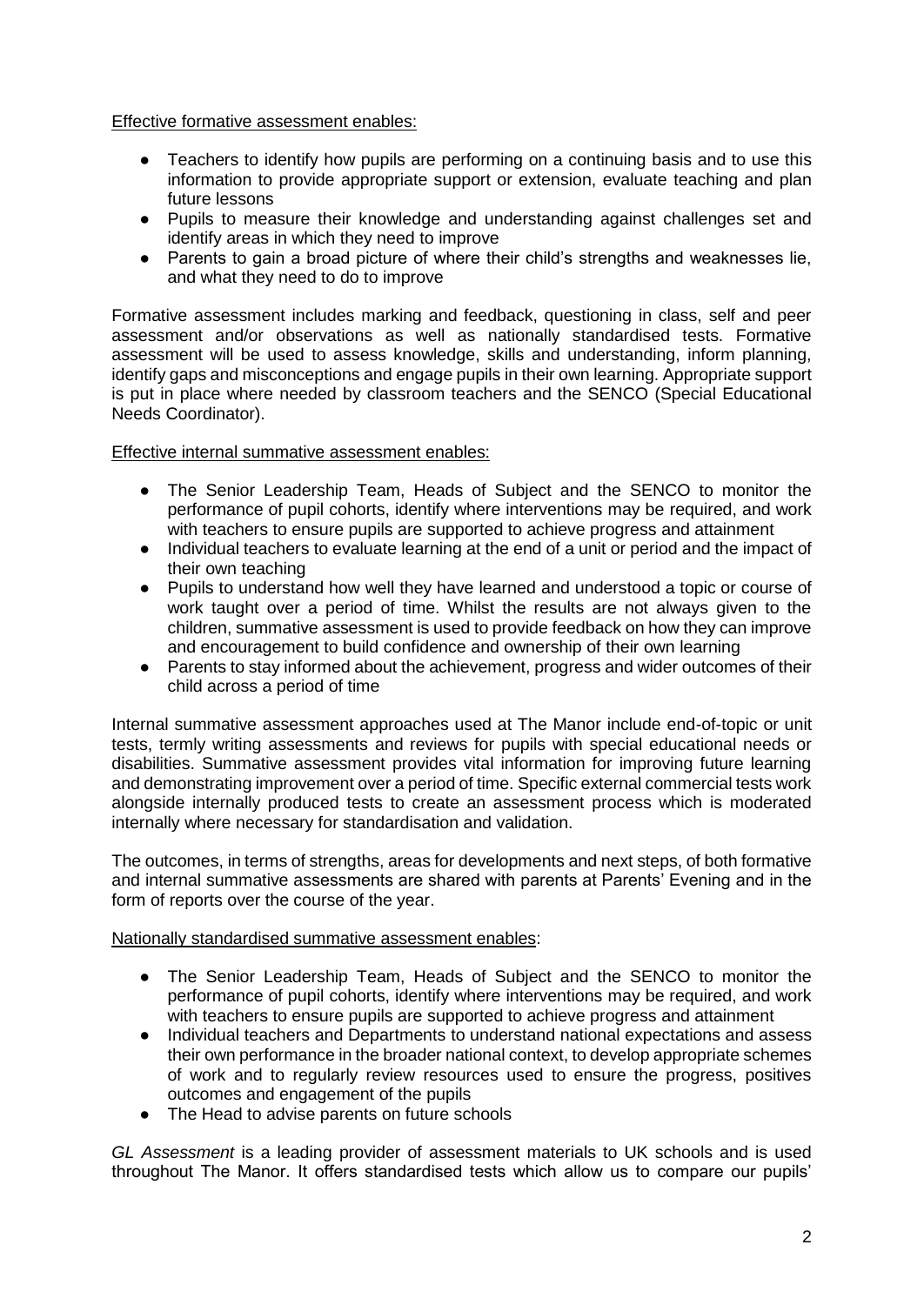Effective formative assessment enables:

- Teachers to identify how pupils are performing on a continuing basis and to use this information to provide appropriate support or extension, evaluate teaching and plan future lessons
- Pupils to measure their knowledge and understanding against challenges set and identify areas in which they need to improve
- Parents to gain a broad picture of where their child's strengths and weaknesses lie, and what they need to do to improve

Formative assessment includes marking and feedback, questioning in class, self and peer assessment and/or observations as well as nationally standardised tests. Formative assessment will be used to assess knowledge, skills and understanding, inform planning, identify gaps and misconceptions and engage pupils in their own learning. Appropriate support is put in place where needed by classroom teachers and the SENCO (Special Educational Needs Coordinator).

Effective internal summative assessment enables:

- The Senior Leadership Team, Heads of Subject and the SENCO to monitor the performance of pupil cohorts, identify where interventions may be required, and work with teachers to ensure pupils are supported to achieve progress and attainment
- Individual teachers to evaluate learning at the end of a unit or period and the impact of their own teaching
- Pupils to understand how well they have learned and understood a topic or course of work taught over a period of time. Whilst the results are not always given to the children, summative assessment is used to provide feedback on how they can improve and encouragement to build confidence and ownership of their own learning
- Parents to stay informed about the achievement, progress and wider outcomes of their child across a period of time

Internal summative assessment approaches used at The Manor include end-of-topic or unit tests, termly writing assessments and reviews for pupils with special educational needs or disabilities. Summative assessment provides vital information for improving future learning and demonstrating improvement over a period of time. Specific external commercial tests work alongside internally produced tests to create an assessment process which is moderated internally where necessary for standardisation and validation.

The outcomes, in terms of strengths, areas for developments and next steps, of both formative and internal summative assessments are shared with parents at Parents' Evening and in the form of reports over the course of the year.

Nationally standardised summative assessment enables:

- The Senior Leadership Team, Heads of Subject and the SENCO to monitor the performance of pupil cohorts, identify where interventions may be required, and work with teachers to ensure pupils are supported to achieve progress and attainment
- Individual teachers and Departments to understand national expectations and assess their own performance in the broader national context, to develop appropriate schemes of work and to regularly review resources used to ensure the progress, positives outcomes and engagement of the pupils
- The Head to advise parents on future schools

*GL Assessment* is a leading provider of assessment materials to UK schools and is used throughout The Manor. It offers standardised tests which allow us to compare our pupils'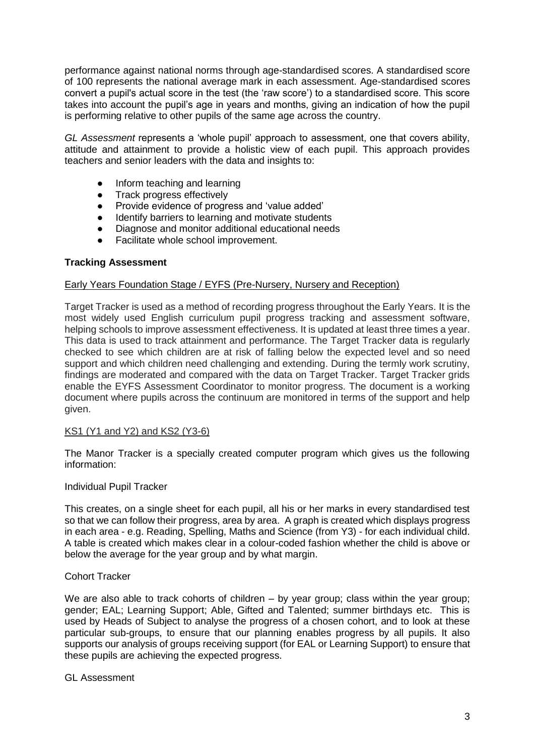performance against national norms through age-standardised scores. A standardised score of 100 represents the national average mark in each assessment. Age-standardised scores convert a pupil's actual score in the test (the 'raw score') to a standardised score. This score takes into account the pupil's age in years and months, giving an indication of how the pupil is performing relative to other pupils of the same age across the country.

*GL Assessment* represents a 'whole pupil' approach to assessment, one that covers ability, attitude and attainment to provide a holistic view of each pupil. This approach provides teachers and senior leaders with the data and insights to:

- Inform teaching and learning
- Track progress effectively
- Provide evidence of progress and 'value added'
- Identify barriers to learning and motivate students
- Diagnose and monitor additional educational needs
- Facilitate whole school improvement.

**Tracking Assessment**

Early Years Foundation Stage / EYFS (Pre-Nursery, Nursery and Reception)

Target Tracker is used as a method of recording progress throughout the Early Years. It is the most widely used English curriculum pupil progress tracking and assessment software, helping schools to improve assessment effectiveness. It is updated at least three times a year. This data is used to track attainment and performance. The Target Tracker data is regularly checked to see which children are at risk of falling below the expected level and so need support and which children need challenging and extending. During the termly work scrutiny, findings are moderated and compared with the data on Target Tracker. Target Tracker grids enable the EYFS Assessment Coordinator to monitor progress. The document is a working document where pupils across the continuum are monitored in terms of the support and help given.

KS1 (Y1 and Y2) and KS2 (Y3-6)

The Manor Tracker is a specially created computer program which gives us the following information:

Individual Pupil Tracker

This creates, on a single sheet for each pupil, all his or her marks in every standardised test so that we can follow their progress, area by area. A graph is created which displays progress in each area - e.g. Reading, Spelling, Maths and Science (from Y3) - for each individual child. A table is created which makes clear in a colour-coded fashion whether the child is above or below the average for the year group and by what margin.

Cohort Tracker

We are also able to track cohorts of children – by year group; class within the year group; gender; EAL; Learning Support; Able, Gifted and Talented; summer birthdays etc. This is used by Heads of Subject to analyse the progress of a chosen cohort, and to look at these particular sub-groups, to ensure that our planning enables progress by all pupils. It also supports our analysis of groups receiving support (for EAL or Learning Support) to ensure that these pupils are achieving the expected progress.

GL Assessment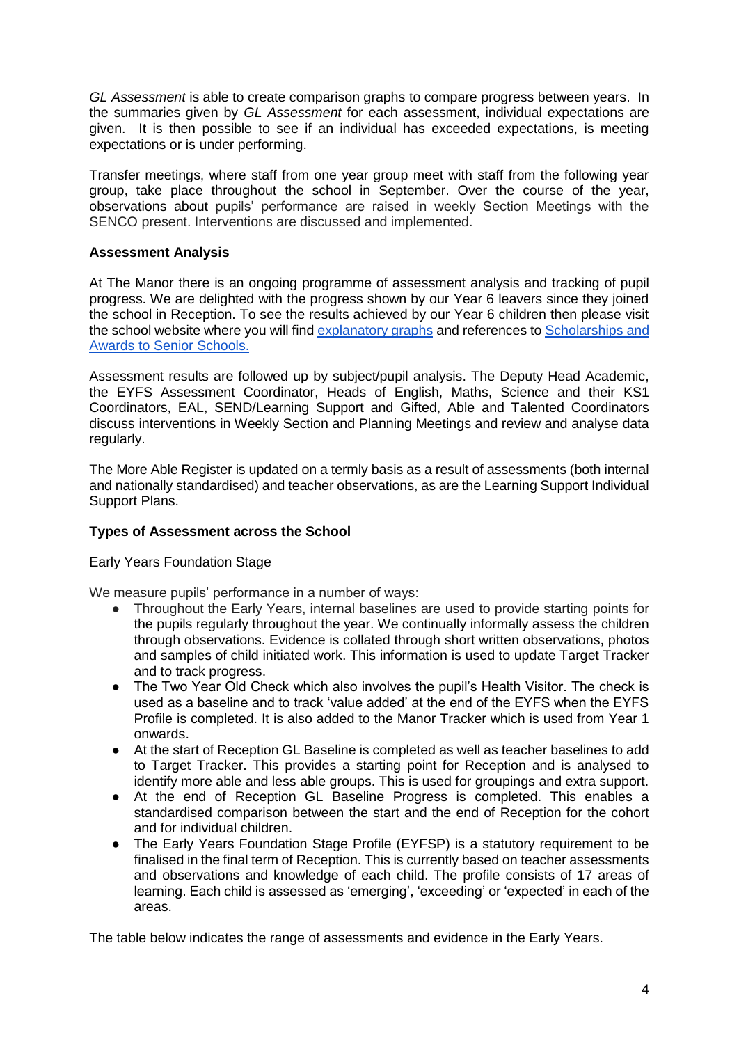*GL Assessment* is able to create comparison graphs to compare progress between years. In the summaries given by *GL Assessment* for each assessment, individual expectations are given. It is then possible to see if an individual has exceeded expectations, is meeting expectations or is under performing.

Transfer meetings, where staff from one year group meet with staff from the following year group, take place throughout the school in September. Over the course of the year, observations about pupils' performance are raised in weekly Section Meetings with the SENCO present. Interventions are discussed and implemented.

**Assessment Analysis**

At The Manor there is an ongoing programme of assessment analysis and tracking of pupil progress. We are delighted with the progress shown by our Year 6 leavers since they joined the school in Reception. To see the results achieved by our Year 6 children then please visit the school website where you will find [explanatory graphs]() and references to [Scholarships and Awards to Senior Schools.]()

Assessment results are followed up by subject/pupil analysis. The Deputy Head Academic, the EYFS Assessment Coordinator, Heads of English, Maths, Science and their KS1 Coordinators, EAL, SEND/Learning Support and Gifted, Able and Talented Coordinators discuss interventions in Weekly Section and Planning Meetings and review and analyse data regularly.

The More Able Register is updated on a termly basis as a result of assessments (both internal and nationally standardised) and teacher observations, as are the Learning Support Individual Support Plans.

**Types of Assessment across the School**

<u>Early Years Foundation Stage</u>

We measure pupils' performance in a number of ways:

- Throughout the Early Years, internal baselines are used to provide starting points for the pupils regularly throughout the year. We continually informally assess the children through observations. Evidence is collated through short written observations, photos and samples of child initiated work. This information is used to update Target Tracker and to track progress.
- The Two Year Old Check which also involves the pupil's Health Visitor. The check is used as a baseline and to track 'value added' at the end of the EYFS when the EYFS Profile is completed. It is also added to the Manor Tracker which is used from Year 1 onwards.
- At the start of Reception GL Baseline is completed as well as teacher baselines to add to Target Tracker. This provides a starting point for Reception and is analysed to identify more able and less able groups. This is used for groupings and extra support.
- At the end of Reception GL Baseline Progress is completed. This enables a standardised comparison between the start and the end of Reception for the cohort and for individual children.
- The Early Years Foundation Stage Profile (EYFSP) is a statutory requirement to be finalised in the final term of Reception. This is currently based on teacher assessments and observations and knowledge of each child. The profile consists of 17 areas of learning. Each child is assessed as 'emerging', 'exceeding' or 'expected' in each of the areas.

The table below indicates the range of assessments and evidence in the Early Years.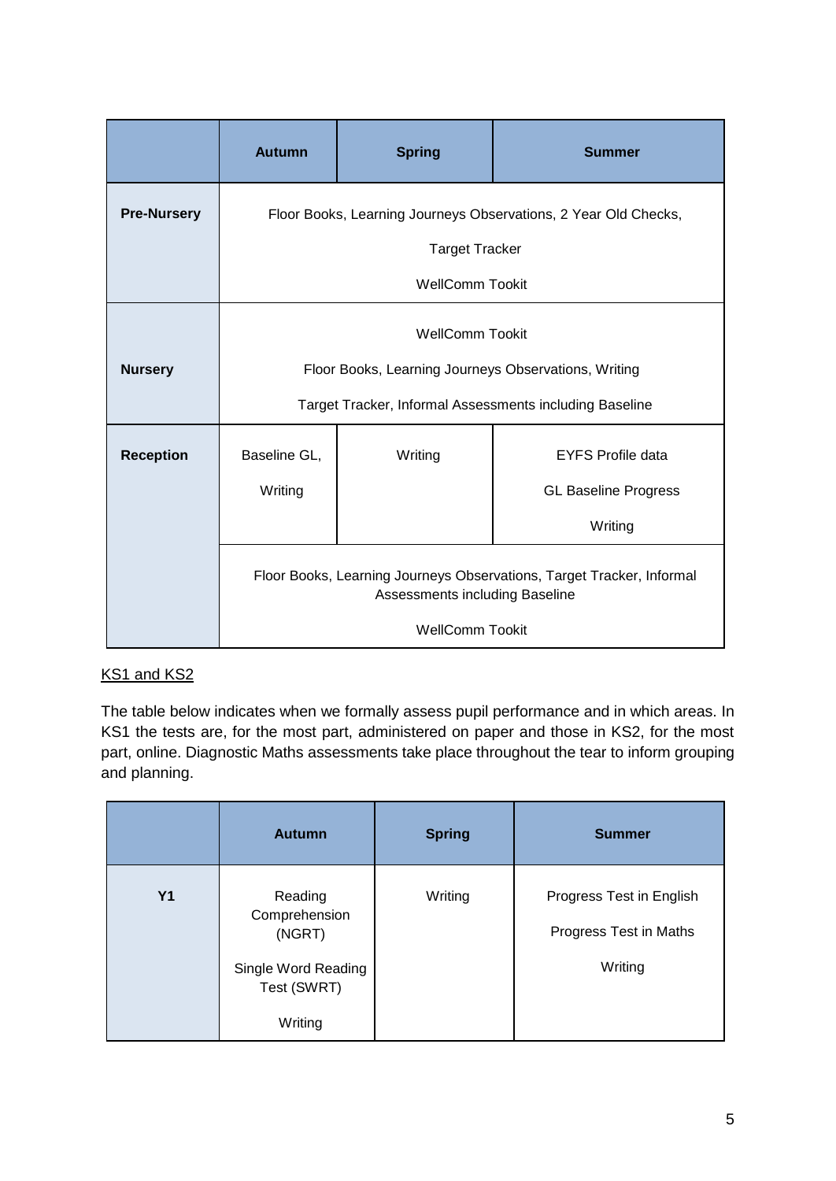| | Autumn | Spring | Summer |
|---|---|---|---|
| **Pre-Nursery** | Floor Books, Learning Journeys Observations, 2 Year Old Checks, Target Tracker, WellComm Tookit | | |
| **Nursery** | WellComm Tookit, Floor Books, Learning Journeys Observations, Writing, Target Tracker, Informal Assessments including Baseline | | |
| **Reception** | Baseline GL, Writing | Writing | EYFS Profile data, GL Baseline Progress, Writing |
| | Floor Books, Learning Journeys Observations, Target Tracker, Informal Assessments including Baseline, WellComm Tookit | | |

<u>KS1 and KS2</u>

The table below indicates when we formally assess pupil performance and in which areas. In KS1 the tests are, for the most part, administered on paper and those in KS2, for the most part, online. Diagnostic Maths assessments take place throughout the tear to inform grouping and planning.

| | Autumn | Spring | Summer |
|---|---|---|---|
| **Y1** | Reading Comprehension (NGRT)<br>Single Word Reading Test (SWRT)<br>Writing | Writing | Progress Test in English<br>Progress Test in Maths<br>Writing |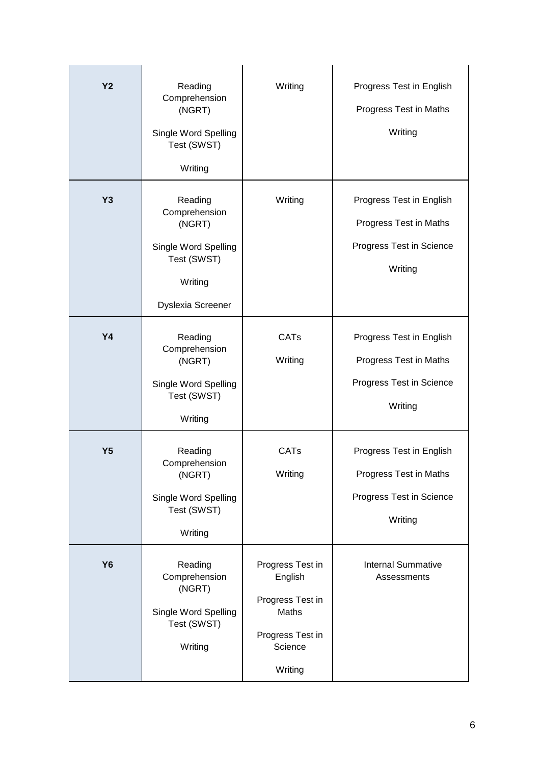| | | | |
|---|---|---|---|
| **Y2** | Reading Comprehension (NGRT)<br><br>Single Word Spelling Test (SWST)<br><br>Writing | Writing | Progress Test in English<br><br>Progress Test in Maths<br><br>Writing |
| **Y3** | Reading Comprehension (NGRT)<br><br>Single Word Spelling Test (SWST)<br><br>Writing<br><br>Dyslexia Screener | Writing | Progress Test in English<br><br>Progress Test in Maths<br><br>Progress Test in Science<br><br>Writing |
| **Y4** | Reading Comprehension (NGRT)<br><br>Single Word Spelling Test (SWST)<br><br>Writing | CATs<br><br>Writing | Progress Test in English<br><br>Progress Test in Maths<br><br>Progress Test in Science<br><br>Writing |
| **Y5** | Reading Comprehension (NGRT)<br><br>Single Word Spelling Test (SWST)<br><br>Writing | CATs<br><br>Writing | Progress Test in English<br><br>Progress Test in Maths<br><br>Progress Test in Science<br><br>Writing |
| **Y6** | Reading Comprehension (NGRT)<br><br>Single Word Spelling Test (SWST)<br><br>Writing | Progress Test in English<br><br>Progress Test in Maths<br><br>Progress Test in Science<br><br>Writing | Internal Summative Assessments |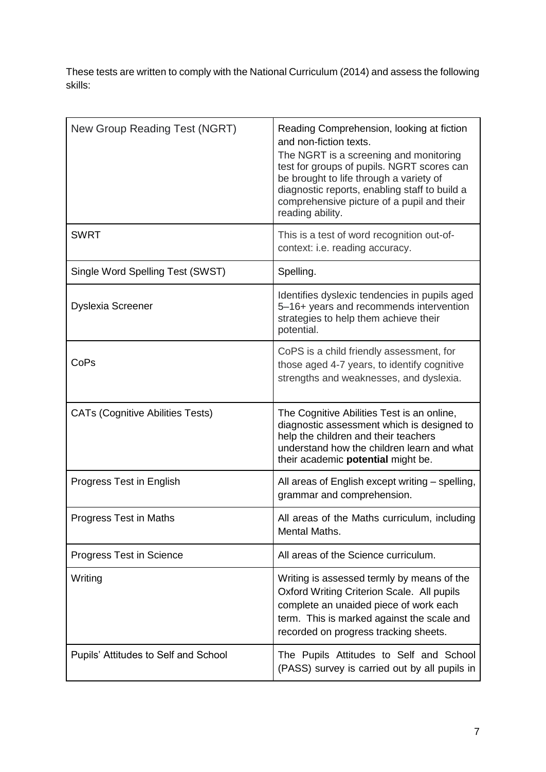These tests are written to comply with the National Curriculum (2014) and assess the following skills:

| | |
|---|---|
| New Group Reading Test (NGRT) | Reading Comprehension, looking at fiction and non-fiction texts.<br>The NGRT is a screening and monitoring test for groups of pupils. NGRT scores can be brought to life through a variety of diagnostic reports, enabling staff to build a comprehensive picture of a pupil and their reading ability. |
| SWRT | This is a test of word recognition out-of-context: i.e. reading accuracy. |
| Single Word Spelling Test (SWST) | Spelling. |
| Dyslexia Screener | Identifies dyslexic tendencies in pupils aged 5–16+ years and recommends intervention strategies to help them achieve their potential. |
| CoPs | CoPS is a child friendly assessment, for those aged 4-7 years, to identify cognitive strengths and weaknesses, and dyslexia. |
| CATs (Cognitive Abilities Tests) | The Cognitive Abilities Test is an online, diagnostic assessment which is designed to help the children and their teachers understand how the children learn and what their academic **potential** might be. |
| Progress Test in English | All areas of English except writing – spelling, grammar and comprehension. |
| Progress Test in Maths | All areas of the Maths curriculum, including Mental Maths. |
| Progress Test in Science | All areas of the Science curriculum. |
| Writing | Writing is assessed termly by means of the Oxford Writing Criterion Scale. All pupils complete an unaided piece of work each term. This is marked against the scale and recorded on progress tracking sheets. |
| Pupils' Attitudes to Self and School | The Pupils Attitudes to Self and School (PASS) survey is carried out by all pupils in |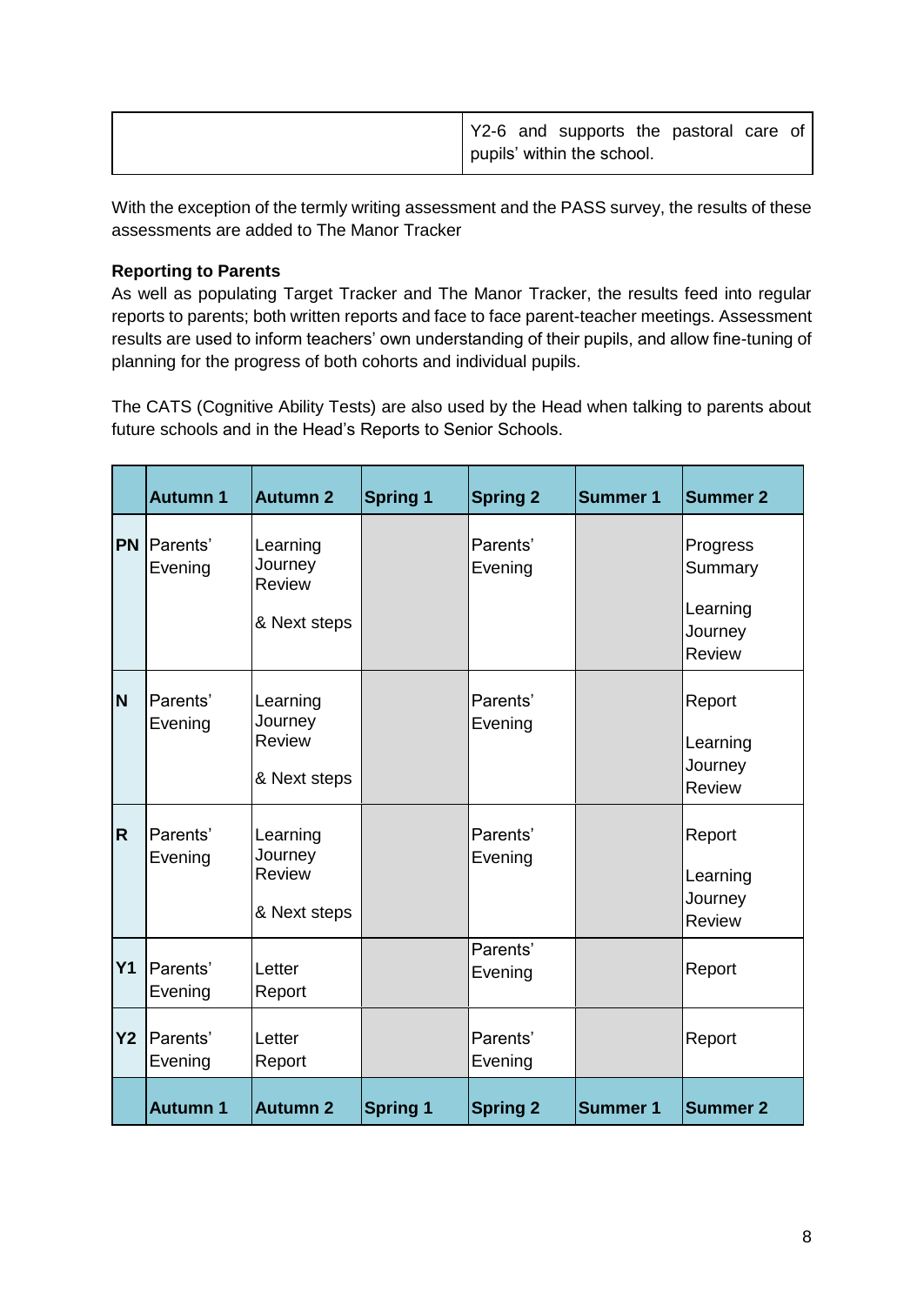| | Y2-6 and supports the pastoral care of pupils' within the school. |
|---|---|

With the exception of the termly writing assessment and the PASS survey, the results of these assessments are added to The Manor Tracker

**Reporting to Parents**
As well as populating Target Tracker and The Manor Tracker, the results feed into regular reports to parents; both written reports and face to face parent-teacher meetings. Assessment results are used to inform teachers' own understanding of their pupils, and allow fine-tuning of planning for the progress of both cohorts and individual pupils.

The CATS (Cognitive Ability Tests) are also used by the Head when talking to parents about future schools and in the Head's Reports to Senior Schools.

| | **Autumn 1** | **Autumn 2** | **Spring 1** | **Spring 2** | **Summer 1** | **Summer 2** |
|---|---|---|---|---|---|---|
| **PN** | Parents' Evening | Learning Journey Review & Next steps | | Parents' Evening | | Progress Summary Learning Journey Review |
| **N** | Parents' Evening | Learning Journey Review & Next steps | | Parents' Evening | | Report Learning Journey Review |
| **R** | Parents' Evening | Learning Journey Review & Next steps | | Parents' Evening | | Report Learning Journey Review |
| **Y1** | Parents' Evening | Letter Report | | Parents' Evening | | Report |
| **Y2** | Parents' Evening | Letter Report | | Parents' Evening | | Report |
| | **Autumn 1** | **Autumn 2** | **Spring 1** | **Spring 2** | **Summer 1** | **Summer 2** |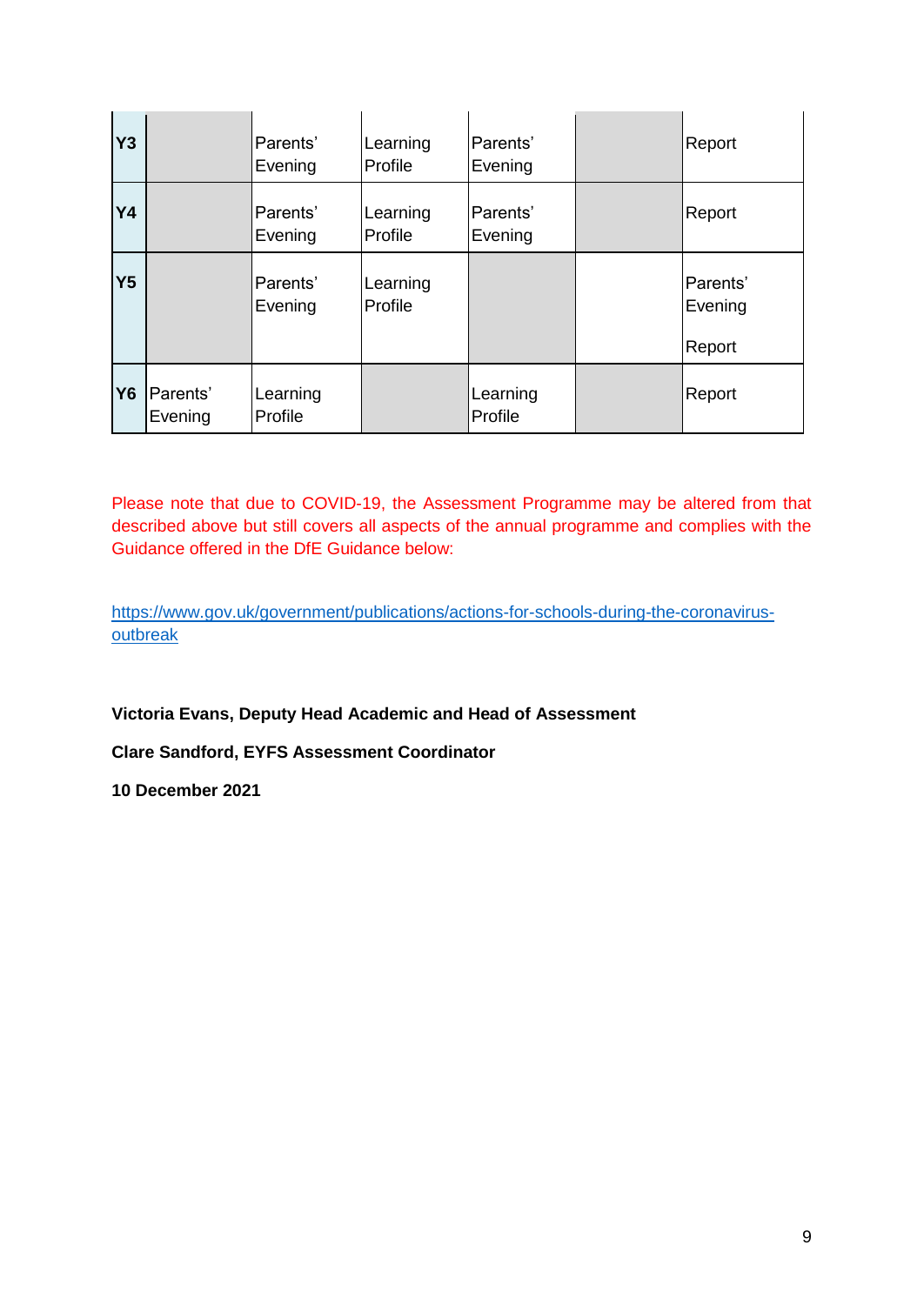| | | | | | | |
|---|---|---|---|---|---|---|
| **Y3** | | Parents' Evening | Learning Profile | Parents' Evening | | Report |
| **Y4** | | Parents' Evening | Learning Profile | Parents' Evening | | Report |
| **Y5** | | Parents' Evening | Learning Profile | | | Parents' Evening<br><br>Report |
| **Y6** | Parents' Evening | Learning Profile | | Learning Profile | | Report |

Please note that due to COVID-19, the Assessment Programme may be altered from that described above but still covers all aspects of the annual programme and complies with the Guidance offered in the DfE Guidance below:

https://www.gov.uk/government/publications/actions-for-schools-during-the-coronavirus-outbreak

**Victoria Evans, Deputy Head Academic and Head of Assessment**

**Clare Sandford, EYFS Assessment Coordinator**

**10 December 2021**